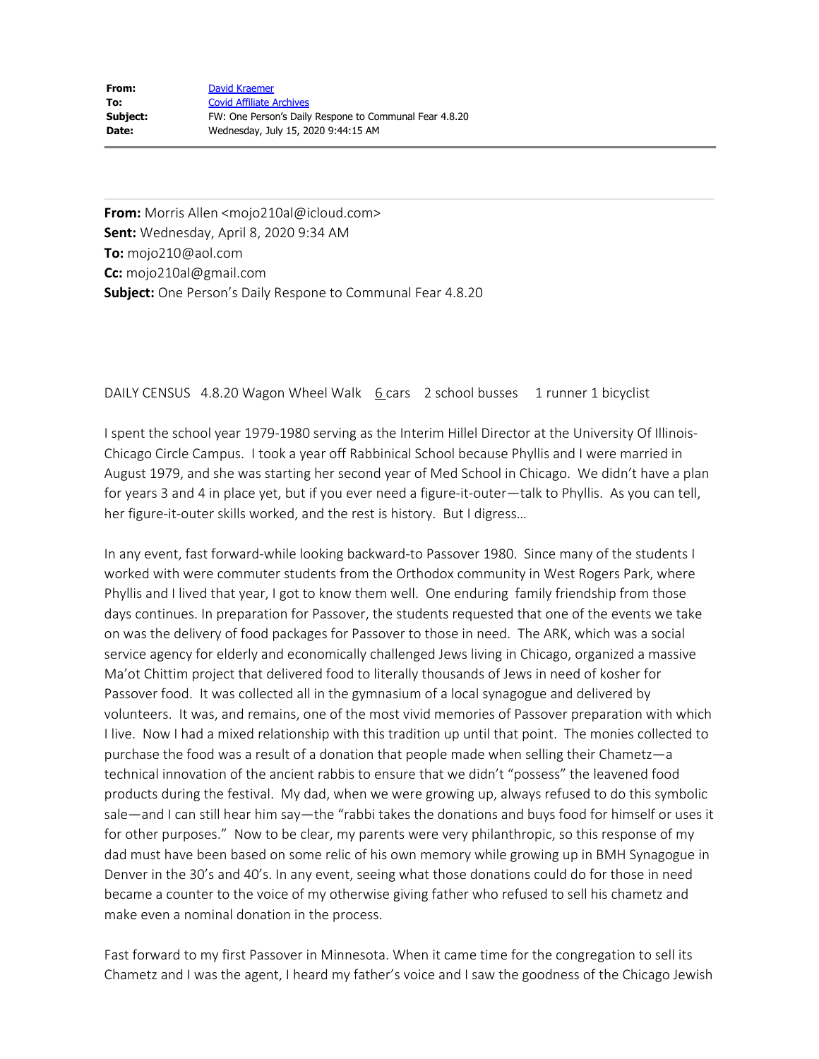**From:** David Kraemer
**To:** Covid Affiliate Archives
**Subject:** FW: One Person's Daily Respone to Communal Fear 4.8.20
**Date:** Wednesday, July 15, 2020 9:44:15 AM

---

**From:** Morris Allen <mojo210al@icloud.com>
**Sent:** Wednesday, April 8, 2020 9:34 AM
**To:** mojo210@aol.com
**Cc:** mojo210al@gmail.com
**Subject:** One Person's Daily Respone to Communal Fear 4.8.20

DAILY CENSUS 4.8.20 Wagon Wheel Walk 6 cars 2 school busses 1 runner 1 bicyclist

I spent the school year 1979-1980 serving as the Interim Hillel Director at the University Of Illinois-Chicago Circle Campus. I took a year off Rabbinical School because Phyllis and I were married in August 1979, and she was starting her second year of Med School in Chicago. We didn't have a plan for years 3 and 4 in place yet, but if you ever need a figure-it-outer—talk to Phyllis. As you can tell, her figure-it-outer skills worked, and the rest is history. But I digress…

In any event, fast forward-while looking backward-to Passover 1980. Since many of the students I worked with were commuter students from the Orthodox community in West Rogers Park, where Phyllis and I lived that year, I got to know them well. One enduring family friendship from those days continues. In preparation for Passover, the students requested that one of the events we take on was the delivery of food packages for Passover to those in need. The ARK, which was a social service agency for elderly and economically challenged Jews living in Chicago, organized a massive Ma'ot Chittim project that delivered food to literally thousands of Jews in need of kosher for Passover food. It was collected all in the gymnasium of a local synagogue and delivered by volunteers. It was, and remains, one of the most vivid memories of Passover preparation with which I live. Now I had a mixed relationship with this tradition up until that point. The monies collected to purchase the food was a result of a donation that people made when selling their Chametz—a technical innovation of the ancient rabbis to ensure that we didn't "possess" the leavened food products during the festival. My dad, when we were growing up, always refused to do this symbolic sale—and I can still hear him say—the "rabbi takes the donations and buys food for himself or uses it for other purposes." Now to be clear, my parents were very philanthropic, so this response of my dad must have been based on some relic of his own memory while growing up in BMH Synagogue in Denver in the 30's and 40's. In any event, seeing what those donations could do for those in need became a counter to the voice of my otherwise giving father who refused to sell his chametz and make even a nominal donation in the process.

Fast forward to my first Passover in Minnesota. When it came time for the congregation to sell its Chametz and I was the agent, I heard my father's voice and I saw the goodness of the Chicago Jewish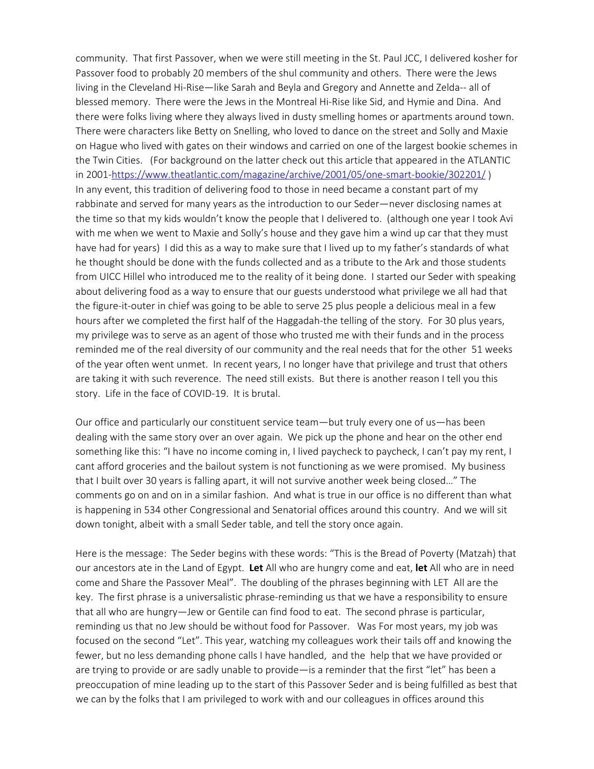community. That first Passover, when we were still meeting in the St. Paul JCC, I delivered kosher for Passover food to probably 20 members of the shul community and others. There were the Jews living in the Cleveland Hi-Rise—like Sarah and Beyla and Gregory and Annette and Zelda-- all of blessed memory. There were the Jews in the Montreal Hi-Rise like Sid, and Hymie and Dina. And there were folks living where they always lived in dusty smelling homes or apartments around town. There were characters like Betty on Snelling, who loved to dance on the street and Solly and Maxie on Hague who lived with gates on their windows and carried on one of the largest bookie schemes in the Twin Cities. (For background on the latter check out this article that appeared in the ATLANTIC in 2001-https://www.theatlantic.com/magazine/archive/2001/05/one-smart-bookie/302201/ ) In any event, this tradition of delivering food to those in need became a constant part of my rabbinate and served for many years as the introduction to our Seder—never disclosing names at the time so that my kids wouldn't know the people that I delivered to. (although one year I took Avi with me when we went to Maxie and Solly's house and they gave him a wind up car that they must have had for years) I did this as a way to make sure that I lived up to my father's standards of what he thought should be done with the funds collected and as a tribute to the Ark and those students from UICC Hillel who introduced me to the reality of it being done. I started our Seder with speaking about delivering food as a way to ensure that our guests understood what privilege we all had that the figure-it-outer in chief was going to be able to serve 25 plus people a delicious meal in a few hours after we completed the first half of the Haggadah-the telling of the story. For 30 plus years, my privilege was to serve as an agent of those who trusted me with their funds and in the process reminded me of the real diversity of our community and the real needs that for the other 51 weeks of the year often went unmet. In recent years, I no longer have that privilege and trust that others are taking it with such reverence. The need still exists. But there is another reason I tell you this story. Life in the face of COVID-19. It is brutal.

Our office and particularly our constituent service team—but truly every one of us—has been dealing with the same story over an over again. We pick up the phone and hear on the other end something like this: "I have no income coming in, I lived paycheck to paycheck, I can't pay my rent, I cant afford groceries and the bailout system is not functioning as we were promised. My business that I built over 30 years is falling apart, it will not survive another week being closed…" The comments go on and on in a similar fashion. And what is true in our office is no different than what is happening in 534 other Congressional and Senatorial offices around this country. And we will sit down tonight, albeit with a small Seder table, and tell the story once again.

Here is the message: The Seder begins with these words: "This is the Bread of Poverty (Matzah) that our ancestors ate in the Land of Egypt. **Let** All who are hungry come and eat, **let** All who are in need come and Share the Passover Meal". The doubling of the phrases beginning with LET All are the key. The first phrase is a universalistic phrase-reminding us that we have a responsibility to ensure that all who are hungry—Jew or Gentile can find food to eat. The second phrase is particular, reminding us that no Jew should be without food for Passover. Was For most years, my job was focused on the second "Let". This year, watching my colleagues work their tails off and knowing the fewer, but no less demanding phone calls I have handled, and the help that we have provided or are trying to provide or are sadly unable to provide—is a reminder that the first "let" has been a preoccupation of mine leading up to the start of this Passover Seder and is being fulfilled as best that we can by the folks that I am privileged to work with and our colleagues in offices around this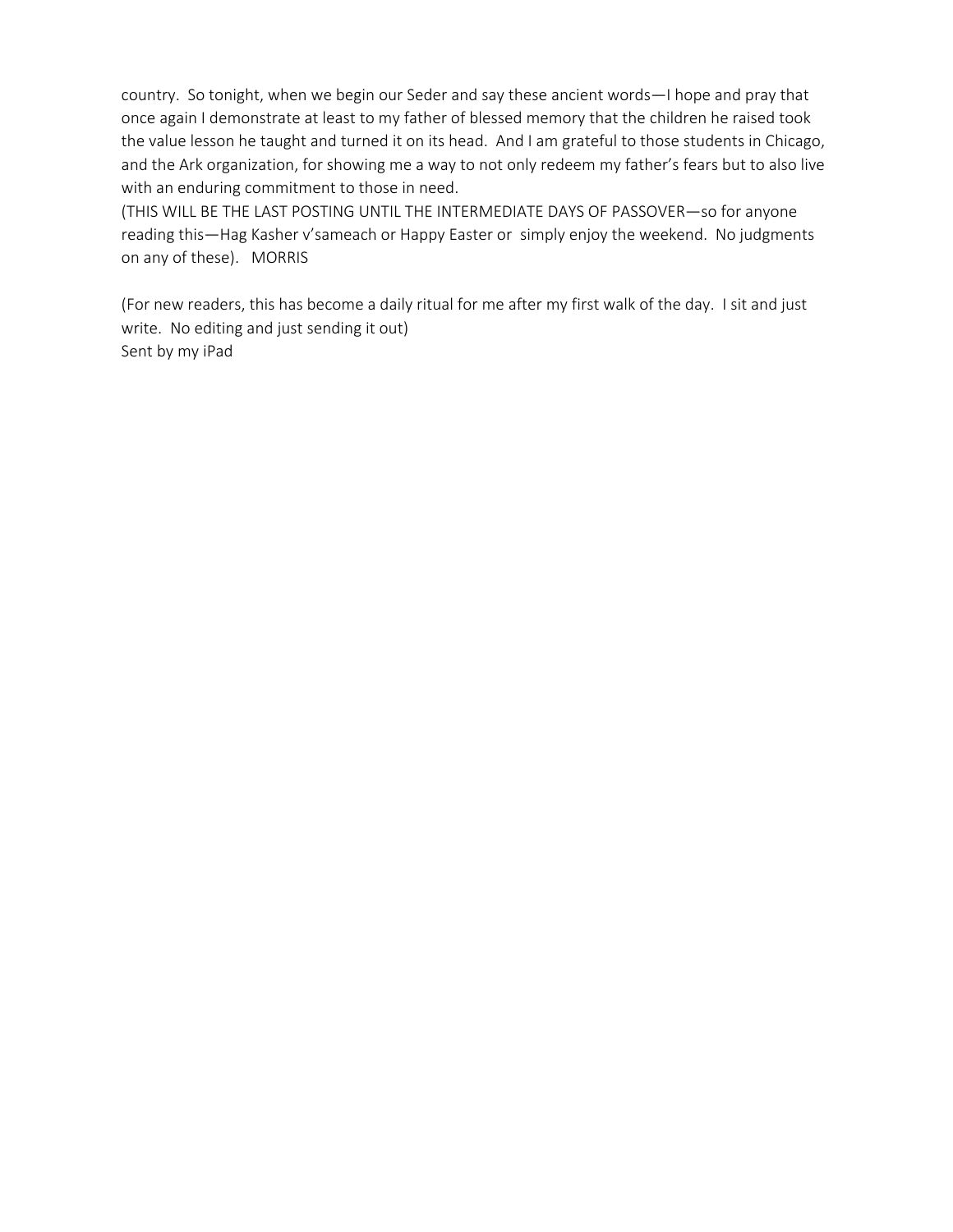country. So tonight, when we begin our Seder and say these ancient words—I hope and pray that once again I demonstrate at least to my father of blessed memory that the children he raised took the value lesson he taught and turned it on its head. And I am grateful to those students in Chicago, and the Ark organization, for showing me a way to not only redeem my father's fears but to also live with an enduring commitment to those in need.

(THIS WILL BE THE LAST POSTING UNTIL THE INTERMEDIATE DAYS OF PASSOVER—so for anyone reading this—Hag Kasher v'sameach or Happy Easter or simply enjoy the weekend. No judgments on any of these). MORRIS

(For new readers, this has become a daily ritual for me after my first walk of the day. I sit and just write. No editing and just sending it out)

Sent by my iPad